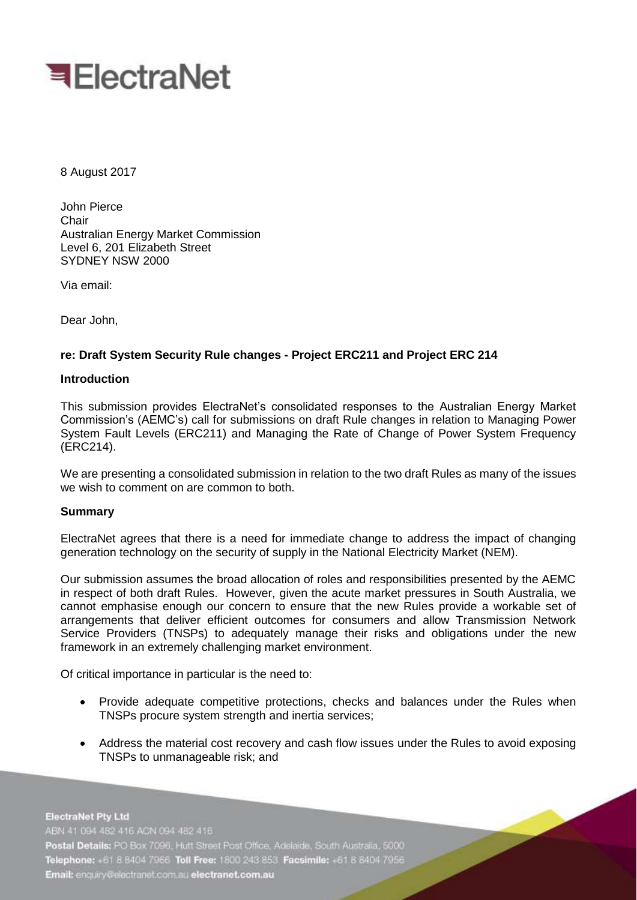# ElectraNet

8 August 2017

John Pierce
Chair
Australian Energy Market Commission
Level 6, 201 Elizabeth Street
SYDNEY NSW 2000

Via email:

Dear John,

**re: Draft System Security Rule changes - Project ERC211 and Project ERC 214**

**Introduction**

This submission provides ElectraNet's consolidated responses to the Australian Energy Market Commission's (AEMC's) call for submissions on draft Rule changes in relation to Managing Power System Fault Levels (ERC211) and Managing the Rate of Change of Power System Frequency (ERC214).

We are presenting a consolidated submission in relation to the two draft Rules as many of the issues we wish to comment on are common to both.

**Summary**

ElectraNet agrees that there is a need for immediate change to address the impact of changing generation technology on the security of supply in the National Electricity Market (NEM).

Our submission assumes the broad allocation of roles and responsibilities presented by the AEMC in respect of both draft Rules. However, given the acute market pressures in South Australia, we cannot emphasise enough our concern to ensure that the new Rules provide a workable set of arrangements that deliver efficient outcomes for consumers and allow Transmission Network Service Providers (TNSPs) to adequately manage their risks and obligations under the new framework in an extremely challenging market environment.

Of critical importance in particular is the need to:

- Provide adequate competitive protections, checks and balances under the Rules when TNSPs procure system strength and inertia services;
- Address the material cost recovery and cash flow issues under the Rules to avoid exposing TNSPs to unmanageable risk; and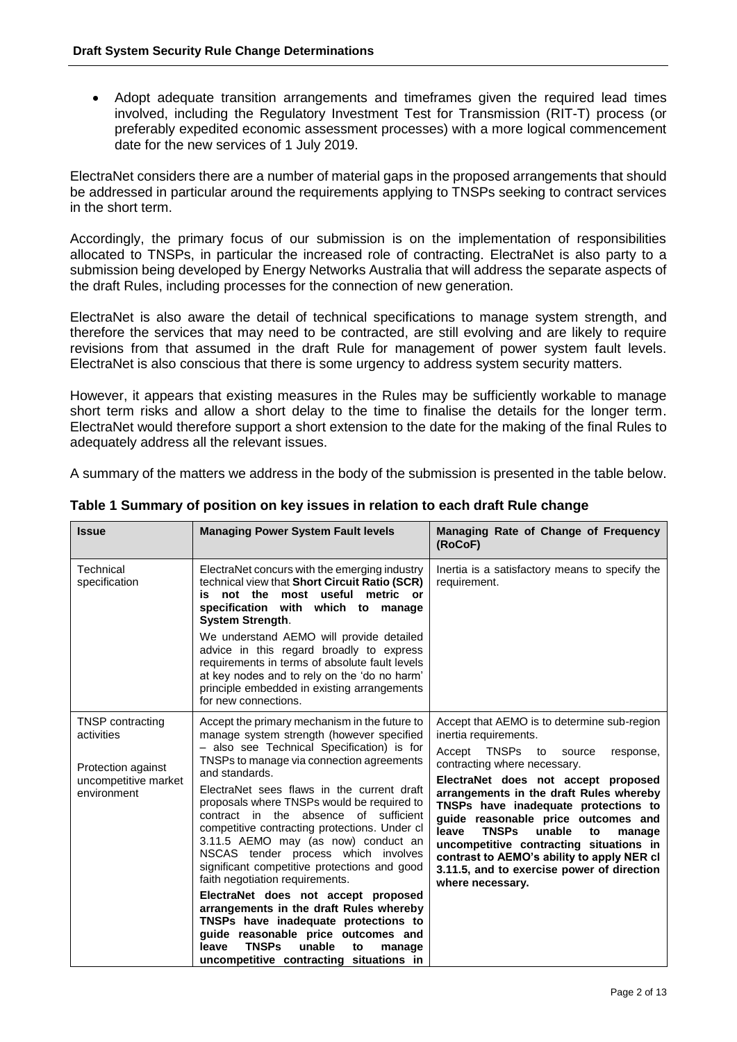- Adopt adequate transition arrangements and timeframes given the required lead times involved, including the Regulatory Investment Test for Transmission (RIT-T) process (or preferably expedited economic assessment processes) with a more logical commencement date for the new services of 1 July 2019.

ElectraNet considers there are a number of material gaps in the proposed arrangements that should be addressed in particular around the requirements applying to TNSPs seeking to contract services in the short term.

Accordingly, the primary focus of our submission is on the implementation of responsibilities allocated to TNSPs, in particular the increased role of contracting. ElectraNet is also party to a submission being developed by Energy Networks Australia that will address the separate aspects of the draft Rules, including processes for the connection of new generation.

ElectraNet is also aware the detail of technical specifications to manage system strength, and therefore the services that may need to be contracted, are still evolving and are likely to require revisions from that assumed in the draft Rule for management of power system fault levels. ElectraNet is also conscious that there is some urgency to address system security matters.

However, it appears that existing measures in the Rules may be sufficiently workable to manage short term risks and allow a short delay to the time to finalise the details for the longer term. ElectraNet would therefore support a short extension to the date for the making of the final Rules to adequately address all the relevant issues.

A summary of the matters we address in the body of the submission is presented in the table below.

**Table 1 Summary of position on key issues in relation to each draft Rule change**

| Issue | Managing Power System Fault levels | Managing Rate of Change of Frequency (RoCoF) |
|---|---|---|
| Technical specification | ElectraNet concurs with the emerging industry technical view that **Short Circuit Ratio (SCR) is not the most useful metric or specification with which to manage System Strength**.<br><br>We understand AEMO will provide detailed advice in this regard broadly to express requirements in terms of absolute fault levels at key nodes and to rely on the 'do no harm' principle embedded in existing arrangements for new connections. | Inertia is a satisfactory means to specify the requirement. |
| TNSP contracting activities<br><br>Protection against uncompetitive market environment | Accept the primary mechanism in the future to manage system strength (however specified – also see Technical Specification) is for TNSPs to manage via connection agreements and standards.<br><br>ElectraNet sees flaws in the current draft proposals where TNSPs would be required to contract in the absence of sufficient competitive contracting protections. Under cl 3.11.5 AEMO may (as now) conduct an NSCAS tender process which involves significant competitive protections and good faith negotiation requirements.<br><br>**ElectraNet does not accept proposed arrangements in the draft Rules whereby TNSPs have inadequate protections to guide reasonable price outcomes and leave TNSPs unable to manage uncompetitive contracting situations in** | Accept that AEMO is to determine sub-region inertia requirements.<br><br>Accept TNSPs to source response, contracting where necessary.<br><br>**ElectraNet does not accept proposed arrangements in the draft Rules whereby TNSPs have inadequate protections to guide reasonable price outcomes and leave TNSPs unable to manage uncompetitive contracting situations in contrast to AEMO's ability to apply NER cl 3.11.5, and to exercise power of direction where necessary.** |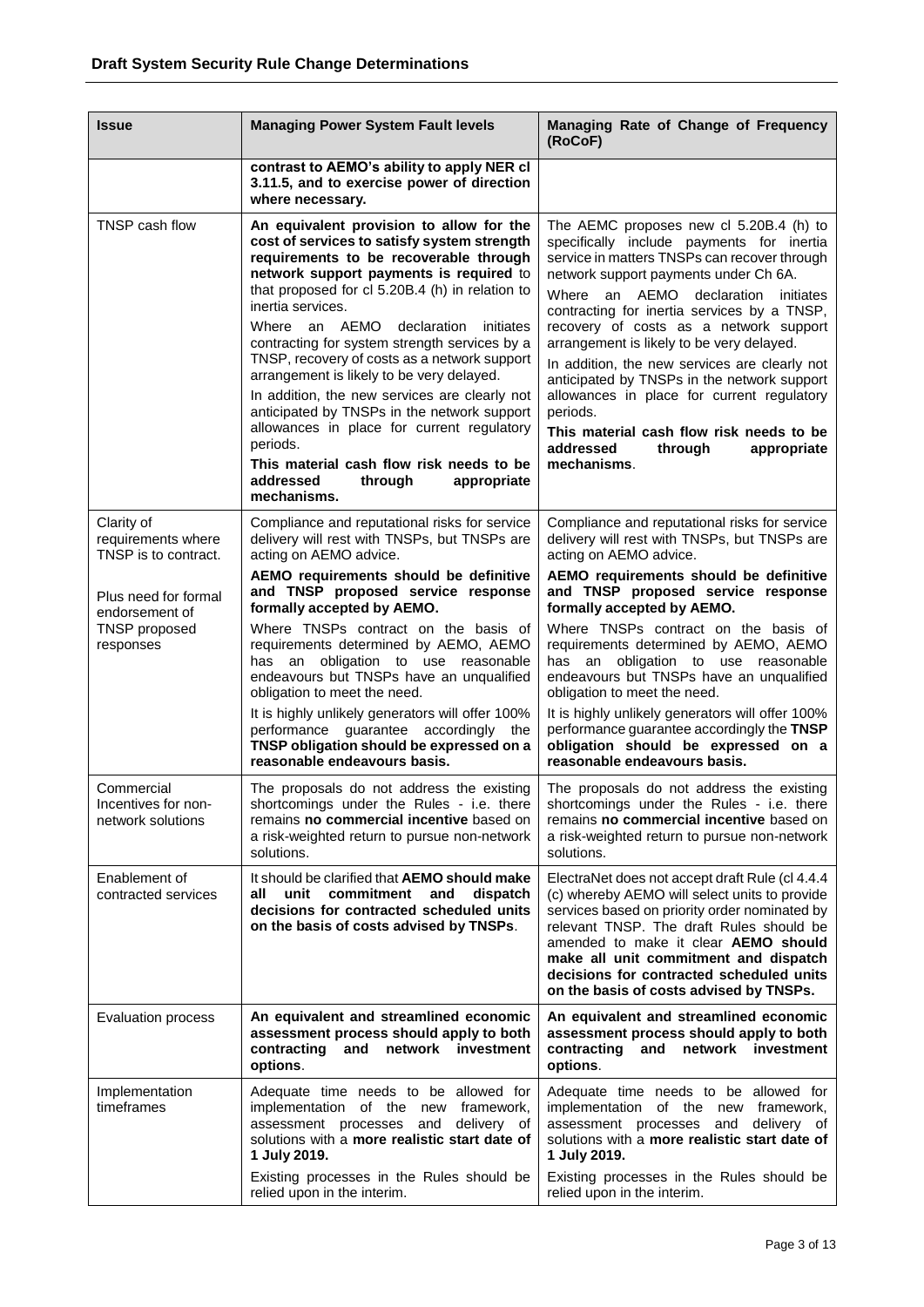| Issue | Managing Power System Fault levels | Managing Rate of Change of Frequency (RoCoF) |
|---|---|---|
| | **contrast to AEMO's ability to apply NER cl 3.11.5, and to exercise power of direction where necessary.** | |
| TNSP cash flow | **An equivalent provision to allow for the cost of services to satisfy system strength requirements to be recoverable through network support payments is required** to that proposed for cl 5.20B.4 (h) in relation to inertia services.<br><br>Where an AEMO declaration initiates contracting for system strength services by a TNSP, recovery of costs as a network support arrangement is likely to be very delayed.<br><br>In addition, the new services are clearly not anticipated by TNSPs in the network support allowances in place for current regulatory periods.<br><br>**This material cash flow risk needs to be addressed through appropriate mechanisms.** | The AEMC proposes new cl 5.20B.4 (h) to specifically include payments for inertia service in matters TNSPs can recover through network support payments under Ch 6A.<br><br>Where an AEMO declaration initiates contracting for inertia services by a TNSP, recovery of costs as a network support arrangement is likely to be very delayed.<br><br>In addition, the new services are clearly not anticipated by TNSPs in the network support allowances in place for current regulatory periods.<br><br>**This material cash flow risk needs to be addressed through appropriate mechanisms**. |
| Clarity of requirements where TNSP is to contract.<br><br>Plus need for formal endorsement of TNSP proposed responses | Compliance and reputational risks for service delivery will rest with TNSPs, but TNSPs are acting on AEMO advice.<br><br>**AEMO requirements should be definitive and TNSP proposed service response formally accepted by AEMO.**<br><br>Where TNSPs contract on the basis of requirements determined by AEMO, AEMO has an obligation to use reasonable endeavours but TNSPs have an unqualified obligation to meet the need.<br><br>It is highly unlikely generators will offer 100% performance guarantee accordingly the **TNSP obligation should be expressed on a reasonable endeavours basis.** | Compliance and reputational risks for service delivery will rest with TNSPs, but TNSPs are acting on AEMO advice.<br><br>**AEMO requirements should be definitive and TNSP proposed service response formally accepted by AEMO.**<br><br>Where TNSPs contract on the basis of requirements determined by AEMO, AEMO has an obligation to use reasonable endeavours but TNSPs have an unqualified obligation to meet the need.<br><br>It is highly unlikely generators will offer 100% performance guarantee accordingly the **TNSP obligation should be expressed on a reasonable endeavours basis.** |
| Commercial Incentives for non-network solutions | The proposals do not address the existing shortcomings under the Rules - i.e. there remains **no commercial incentive** based on a risk-weighted return to pursue non-network solutions. | The proposals do not address the existing shortcomings under the Rules - i.e. there remains **no commercial incentive** based on a risk-weighted return to pursue non-network solutions. |
| Enablement of contracted services | It should be clarified that **AEMO should make all unit commitment and dispatch decisions for contracted scheduled units on the basis of costs advised by TNSPs**. | ElectraNet does not accept draft Rule (cl 4.4.4 (c) whereby AEMO will select units to provide services based on priority order nominated by relevant TNSP. The draft Rules should be amended to make it clear **AEMO should make all unit commitment and dispatch decisions for contracted scheduled units on the basis of costs advised by TNSPs.** |
| Evaluation process | **An equivalent and streamlined economic assessment process should apply to both contracting and network investment options**. | **An equivalent and streamlined economic assessment process should apply to both contracting and network investment options**. |
| Implementation timeframes | Adequate time needs to be allowed for implementation of the new framework, assessment processes and delivery of solutions with a **more realistic start date of 1 July 2019.**<br><br>Existing processes in the Rules should be relied upon in the interim. | Adequate time needs to be allowed for implementation of the new framework, assessment processes and delivery of solutions with a **more realistic start date of 1 July 2019.**<br><br>Existing processes in the Rules should be relied upon in the interim. |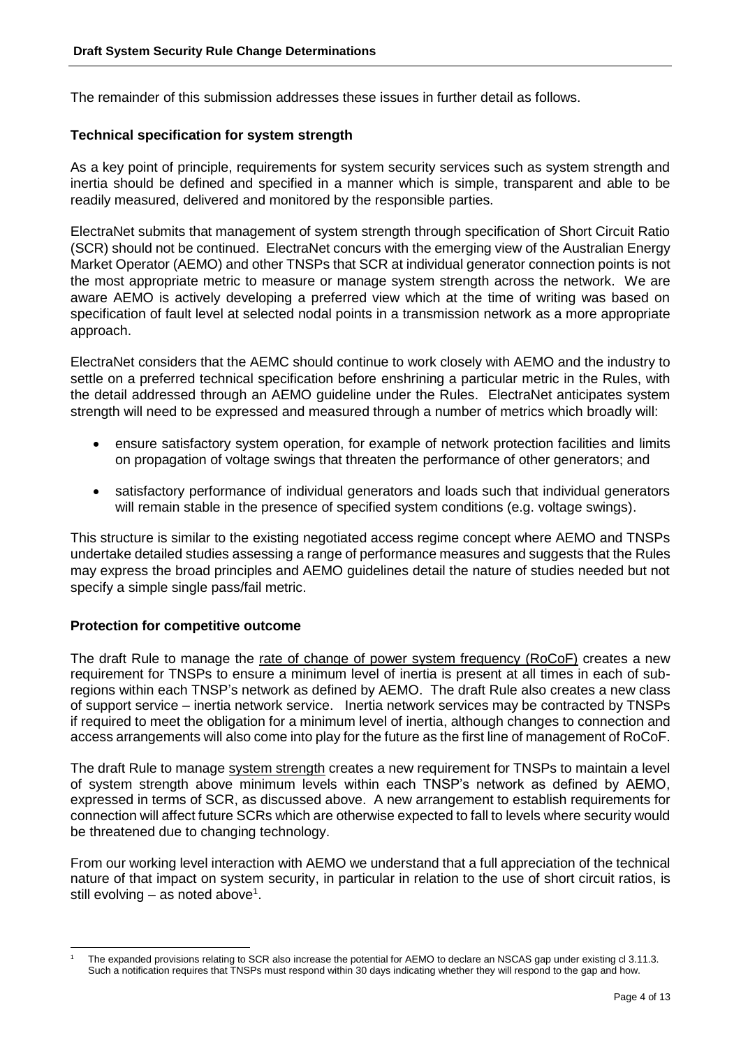The remainder of this submission addresses these issues in further detail as follows.

### Technical specification for system strength

As a key point of principle, requirements for system security services such as system strength and inertia should be defined and specified in a manner which is simple, transparent and able to be readily measured, delivered and monitored by the responsible parties.

ElectraNet submits that management of system strength through specification of Short Circuit Ratio (SCR) should not be continued. ElectraNet concurs with the emerging view of the Australian Energy Market Operator (AEMO) and other TNSPs that SCR at individual generator connection points is not the most appropriate metric to measure or manage system strength across the network. We are aware AEMO is actively developing a preferred view which at the time of writing was based on specification of fault level at selected nodal points in a transmission network as a more appropriate approach.

ElectraNet considers that the AEMC should continue to work closely with AEMO and the industry to settle on a preferred technical specification before enshrining a particular metric in the Rules, with the detail addressed through an AEMO guideline under the Rules. ElectraNet anticipates system strength will need to be expressed and measured through a number of metrics which broadly will:

- ensure satisfactory system operation, for example of network protection facilities and limits on propagation of voltage swings that threaten the performance of other generators; and
- satisfactory performance of individual generators and loads such that individual generators will remain stable in the presence of specified system conditions (e.g. voltage swings).

This structure is similar to the existing negotiated access regime concept where AEMO and TNSPs undertake detailed studies assessing a range of performance measures and suggests that the Rules may express the broad principles and AEMO guidelines detail the nature of studies needed but not specify a simple single pass/fail metric.

### Protection for competitive outcome

The draft Rule to manage the rate of change of power system frequency (RoCoF) creates a new requirement for TNSPs to ensure a minimum level of inertia is present at all times in each of sub-regions within each TNSP's network as defined by AEMO. The draft Rule also creates a new class of support service – inertia network service. Inertia network services may be contracted by TNSPs if required to meet the obligation for a minimum level of inertia, although changes to connection and access arrangements will also come into play for the future as the first line of management of RoCoF.

The draft Rule to manage system strength creates a new requirement for TNSPs to maintain a level of system strength above minimum levels within each TNSP's network as defined by AEMO, expressed in terms of SCR, as discussed above. A new arrangement to establish requirements for connection will affect future SCRs which are otherwise expected to fall to levels where security would be threatened due to changing technology.

From our working level interaction with AEMO we understand that a full appreciation of the technical nature of that impact on system security, in particular in relation to the use of short circuit ratios, is still evolving – as noted above[1].

[1] The expanded provisions relating to SCR also increase the potential for AEMO to declare an NSCAS gap under existing cl 3.11.3. Such a notification requires that TNSPs must respond within 30 days indicating whether they will respond to the gap and how.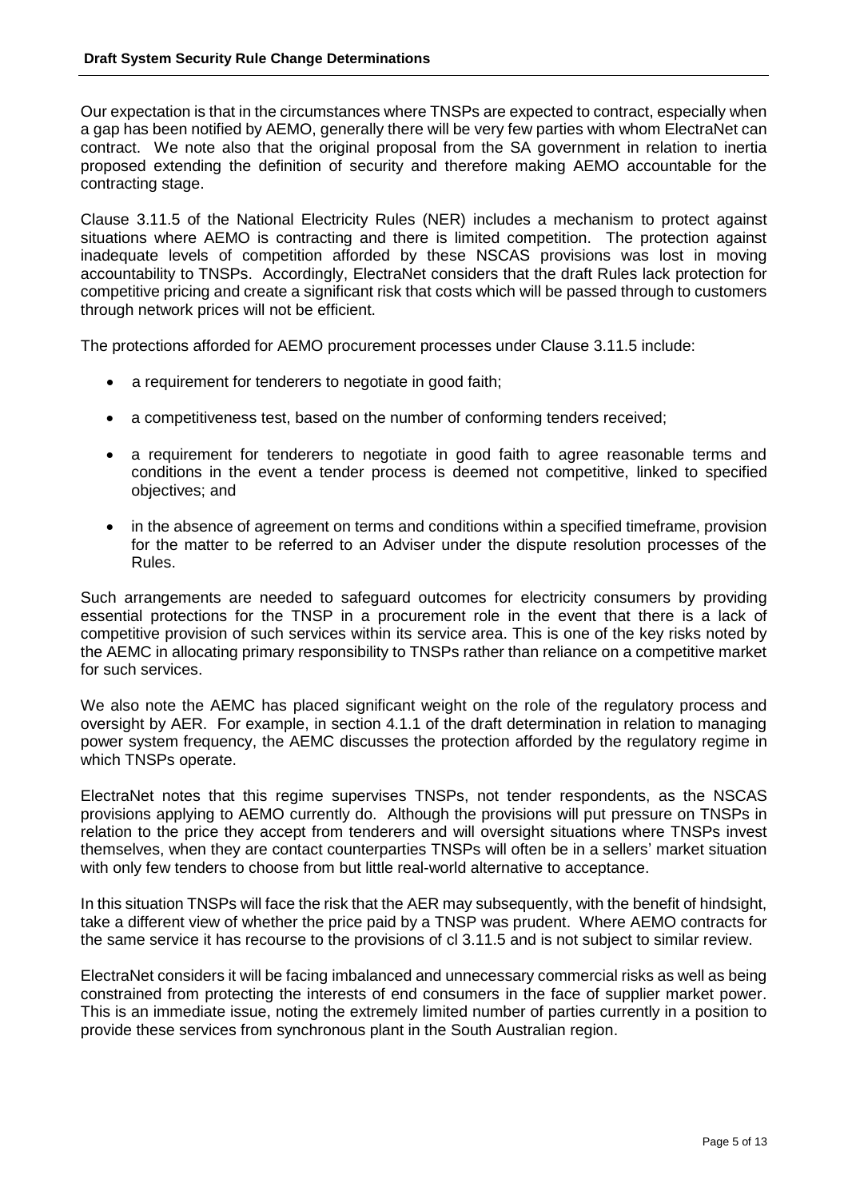Our expectation is that in the circumstances where TNSPs are expected to contract, especially when a gap has been notified by AEMO, generally there will be very few parties with whom ElectraNet can contract. We note also that the original proposal from the SA government in relation to inertia proposed extending the definition of security and therefore making AEMO accountable for the contracting stage.

Clause 3.11.5 of the National Electricity Rules (NER) includes a mechanism to protect against situations where AEMO is contracting and there is limited competition. The protection against inadequate levels of competition afforded by these NSCAS provisions was lost in moving accountability to TNSPs. Accordingly, ElectraNet considers that the draft Rules lack protection for competitive pricing and create a significant risk that costs which will be passed through to customers through network prices will not be efficient.

The protections afforded for AEMO procurement processes under Clause 3.11.5 include:

- a requirement for tenderers to negotiate in good faith;
- a competitiveness test, based on the number of conforming tenders received;
- a requirement for tenderers to negotiate in good faith to agree reasonable terms and conditions in the event a tender process is deemed not competitive, linked to specified objectives; and
- in the absence of agreement on terms and conditions within a specified timeframe, provision for the matter to be referred to an Adviser under the dispute resolution processes of the Rules.

Such arrangements are needed to safeguard outcomes for electricity consumers by providing essential protections for the TNSP in a procurement role in the event that there is a lack of competitive provision of such services within its service area. This is one of the key risks noted by the AEMC in allocating primary responsibility to TNSPs rather than reliance on a competitive market for such services.

We also note the AEMC has placed significant weight on the role of the regulatory process and oversight by AER. For example, in section 4.1.1 of the draft determination in relation to managing power system frequency, the AEMC discusses the protection afforded by the regulatory regime in which TNSPs operate.

ElectraNet notes that this regime supervises TNSPs, not tender respondents, as the NSCAS provisions applying to AEMO currently do. Although the provisions will put pressure on TNSPs in relation to the price they accept from tenderers and will oversight situations where TNSPs invest themselves, when they are contact counterparties TNSPs will often be in a sellers' market situation with only few tenders to choose from but little real-world alternative to acceptance.

In this situation TNSPs will face the risk that the AER may subsequently, with the benefit of hindsight, take a different view of whether the price paid by a TNSP was prudent. Where AEMO contracts for the same service it has recourse to the provisions of cl 3.11.5 and is not subject to similar review.

ElectraNet considers it will be facing imbalanced and unnecessary commercial risks as well as being constrained from protecting the interests of end consumers in the face of supplier market power. This is an immediate issue, noting the extremely limited number of parties currently in a position to provide these services from synchronous plant in the South Australian region.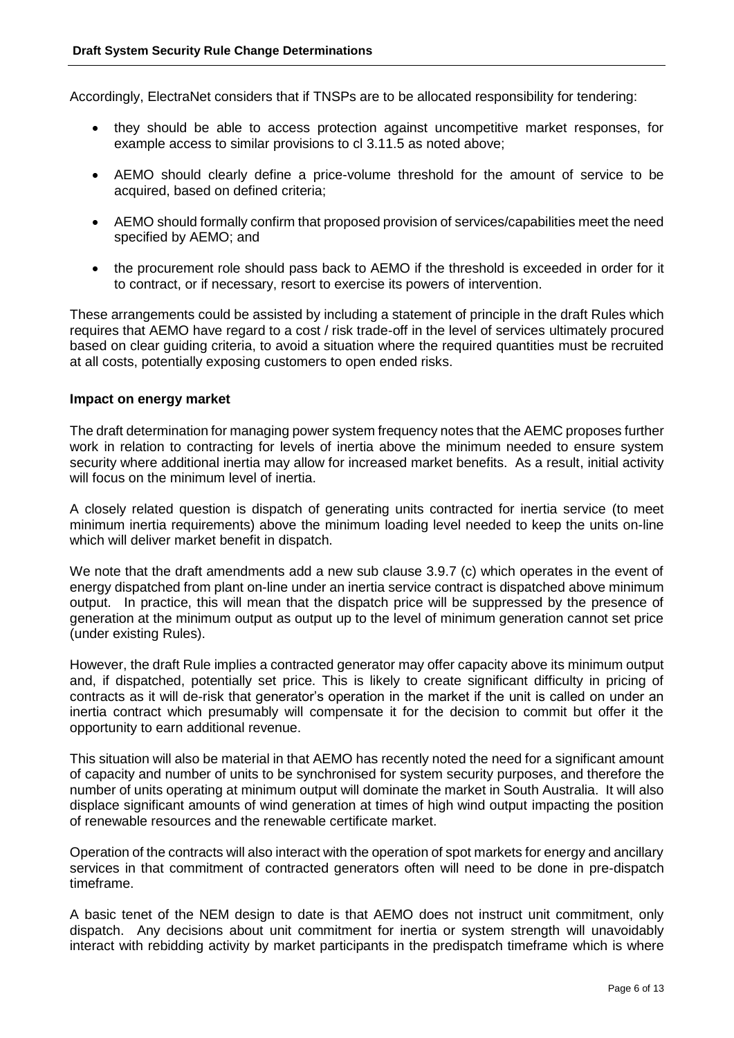Accordingly, ElectraNet considers that if TNSPs are to be allocated responsibility for tendering:

- they should be able to access protection against uncompetitive market responses, for example access to similar provisions to cl 3.11.5 as noted above;
- AEMO should clearly define a price-volume threshold for the amount of service to be acquired, based on defined criteria;
- AEMO should formally confirm that proposed provision of services/capabilities meet the need specified by AEMO; and
- the procurement role should pass back to AEMO if the threshold is exceeded in order for it to contract, or if necessary, resort to exercise its powers of intervention.

These arrangements could be assisted by including a statement of principle in the draft Rules which requires that AEMO have regard to a cost / risk trade-off in the level of services ultimately procured based on clear guiding criteria, to avoid a situation where the required quantities must be recruited at all costs, potentially exposing customers to open ended risks.

**Impact on energy market**

The draft determination for managing power system frequency notes that the AEMC proposes further work in relation to contracting for levels of inertia above the minimum needed to ensure system security where additional inertia may allow for increased market benefits. As a result, initial activity will focus on the minimum level of inertia.

A closely related question is dispatch of generating units contracted for inertia service (to meet minimum inertia requirements) above the minimum loading level needed to keep the units on-line which will deliver market benefit in dispatch.

We note that the draft amendments add a new sub clause 3.9.7 (c) which operates in the event of energy dispatched from plant on-line under an inertia service contract is dispatched above minimum output. In practice, this will mean that the dispatch price will be suppressed by the presence of generation at the minimum output as output up to the level of minimum generation cannot set price (under existing Rules).

However, the draft Rule implies a contracted generator may offer capacity above its minimum output and, if dispatched, potentially set price. This is likely to create significant difficulty in pricing of contracts as it will de-risk that generator's operation in the market if the unit is called on under an inertia contract which presumably will compensate it for the decision to commit but offer it the opportunity to earn additional revenue.

This situation will also be material in that AEMO has recently noted the need for a significant amount of capacity and number of units to be synchronised for system security purposes, and therefore the number of units operating at minimum output will dominate the market in South Australia. It will also displace significant amounts of wind generation at times of high wind output impacting the position of renewable resources and the renewable certificate market.

Operation of the contracts will also interact with the operation of spot markets for energy and ancillary services in that commitment of contracted generators often will need to be done in pre-dispatch timeframe.

A basic tenet of the NEM design to date is that AEMO does not instruct unit commitment, only dispatch. Any decisions about unit commitment for inertia or system strength will unavoidably interact with rebidding activity by market participants in the predispatch timeframe which is where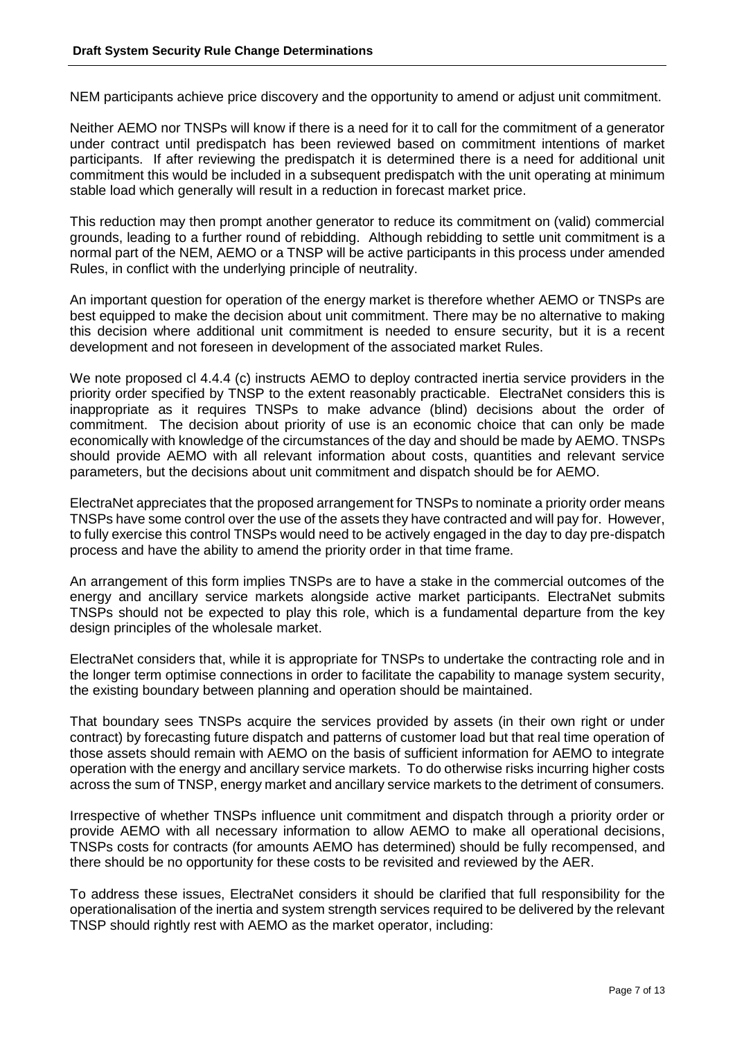NEM participants achieve price discovery and the opportunity to amend or adjust unit commitment.

Neither AEMO nor TNSPs will know if there is a need for it to call for the commitment of a generator under contract until predispatch has been reviewed based on commitment intentions of market participants. If after reviewing the predispatch it is determined there is a need for additional unit commitment this would be included in a subsequent predispatch with the unit operating at minimum stable load which generally will result in a reduction in forecast market price.

This reduction may then prompt another generator to reduce its commitment on (valid) commercial grounds, leading to a further round of rebidding. Although rebidding to settle unit commitment is a normal part of the NEM, AEMO or a TNSP will be active participants in this process under amended Rules, in conflict with the underlying principle of neutrality.

An important question for operation of the energy market is therefore whether AEMO or TNSPs are best equipped to make the decision about unit commitment. There may be no alternative to making this decision where additional unit commitment is needed to ensure security, but it is a recent development and not foreseen in development of the associated market Rules.

We note proposed cl 4.4.4 (c) instructs AEMO to deploy contracted inertia service providers in the priority order specified by TNSP to the extent reasonably practicable. ElectraNet considers this is inappropriate as it requires TNSPs to make advance (blind) decisions about the order of commitment. The decision about priority of use is an economic choice that can only be made economically with knowledge of the circumstances of the day and should be made by AEMO. TNSPs should provide AEMO with all relevant information about costs, quantities and relevant service parameters, but the decisions about unit commitment and dispatch should be for AEMO.

ElectraNet appreciates that the proposed arrangement for TNSPs to nominate a priority order means TNSPs have some control over the use of the assets they have contracted and will pay for. However, to fully exercise this control TNSPs would need to be actively engaged in the day to day pre-dispatch process and have the ability to amend the priority order in that time frame.

An arrangement of this form implies TNSPs are to have a stake in the commercial outcomes of the energy and ancillary service markets alongside active market participants. ElectraNet submits TNSPs should not be expected to play this role, which is a fundamental departure from the key design principles of the wholesale market.

ElectraNet considers that, while it is appropriate for TNSPs to undertake the contracting role and in the longer term optimise connections in order to facilitate the capability to manage system security, the existing boundary between planning and operation should be maintained.

That boundary sees TNSPs acquire the services provided by assets (in their own right or under contract) by forecasting future dispatch and patterns of customer load but that real time operation of those assets should remain with AEMO on the basis of sufficient information for AEMO to integrate operation with the energy and ancillary service markets. To do otherwise risks incurring higher costs across the sum of TNSP, energy market and ancillary service markets to the detriment of consumers.

Irrespective of whether TNSPs influence unit commitment and dispatch through a priority order or provide AEMO with all necessary information to allow AEMO to make all operational decisions, TNSPs costs for contracts (for amounts AEMO has determined) should be fully recompensed, and there should be no opportunity for these costs to be revisited and reviewed by the AER.

To address these issues, ElectraNet considers it should be clarified that full responsibility for the operationalisation of the inertia and system strength services required to be delivered by the relevant TNSP should rightly rest with AEMO as the market operator, including: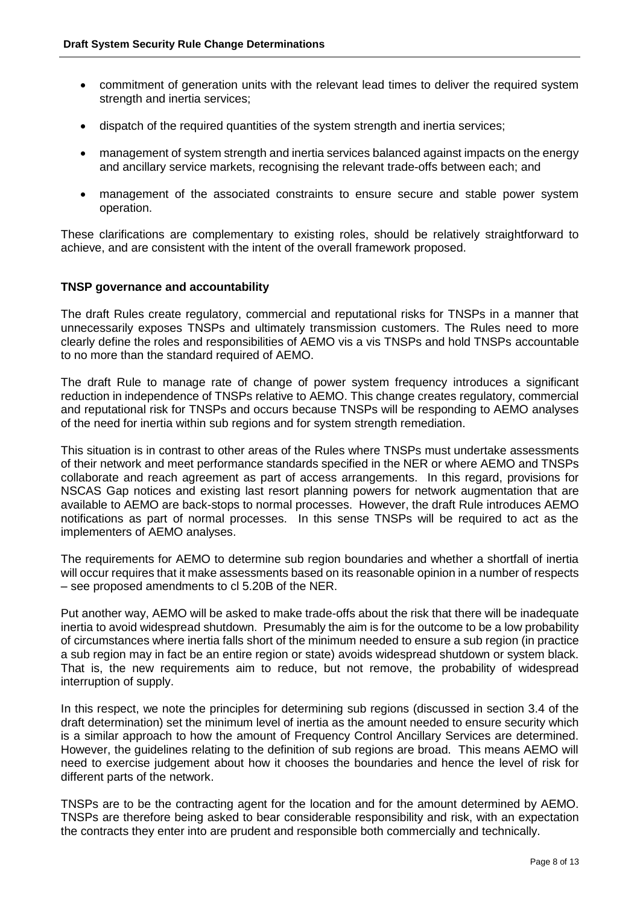- commitment of generation units with the relevant lead times to deliver the required system strength and inertia services;
- dispatch of the required quantities of the system strength and inertia services;
- management of system strength and inertia services balanced against impacts on the energy and ancillary service markets, recognising the relevant trade-offs between each; and
- management of the associated constraints to ensure secure and stable power system operation.

These clarifications are complementary to existing roles, should be relatively straightforward to achieve, and are consistent with the intent of the overall framework proposed.

**TNSP governance and accountability**

The draft Rules create regulatory, commercial and reputational risks for TNSPs in a manner that unnecessarily exposes TNSPs and ultimately transmission customers. The Rules need to more clearly define the roles and responsibilities of AEMO vis a vis TNSPs and hold TNSPs accountable to no more than the standard required of AEMO.

The draft Rule to manage rate of change of power system frequency introduces a significant reduction in independence of TNSPs relative to AEMO. This change creates regulatory, commercial and reputational risk for TNSPs and occurs because TNSPs will be responding to AEMO analyses of the need for inertia within sub regions and for system strength remediation.

This situation is in contrast to other areas of the Rules where TNSPs must undertake assessments of their network and meet performance standards specified in the NER or where AEMO and TNSPs collaborate and reach agreement as part of access arrangements. In this regard, provisions for NSCAS Gap notices and existing last resort planning powers for network augmentation that are available to AEMO are back-stops to normal processes. However, the draft Rule introduces AEMO notifications as part of normal processes. In this sense TNSPs will be required to act as the implementers of AEMO analyses.

The requirements for AEMO to determine sub region boundaries and whether a shortfall of inertia will occur requires that it make assessments based on its reasonable opinion in a number of respects – see proposed amendments to cl 5.20B of the NER.

Put another way, AEMO will be asked to make trade-offs about the risk that there will be inadequate inertia to avoid widespread shutdown. Presumably the aim is for the outcome to be a low probability of circumstances where inertia falls short of the minimum needed to ensure a sub region (in practice a sub region may in fact be an entire region or state) avoids widespread shutdown or system black. That is, the new requirements aim to reduce, but not remove, the probability of widespread interruption of supply.

In this respect, we note the principles for determining sub regions (discussed in section 3.4 of the draft determination) set the minimum level of inertia as the amount needed to ensure security which is a similar approach to how the amount of Frequency Control Ancillary Services are determined. However, the guidelines relating to the definition of sub regions are broad. This means AEMO will need to exercise judgement about how it chooses the boundaries and hence the level of risk for different parts of the network.

TNSPs are to be the contracting agent for the location and for the amount determined by AEMO. TNSPs are therefore being asked to bear considerable responsibility and risk, with an expectation the contracts they enter into are prudent and responsible both commercially and technically.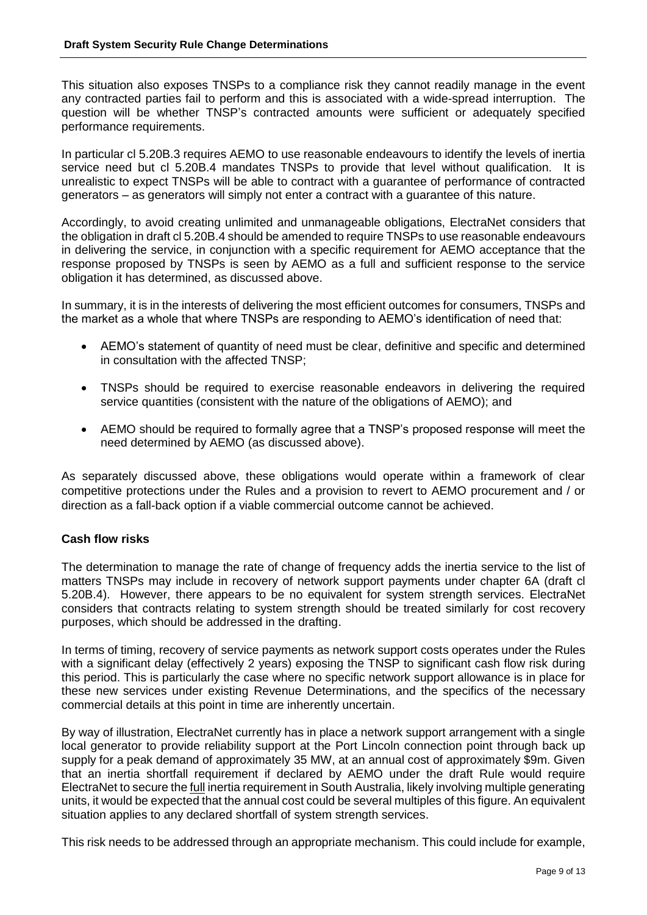This situation also exposes TNSPs to a compliance risk they cannot readily manage in the event any contracted parties fail to perform and this is associated with a wide-spread interruption. The question will be whether TNSP's contracted amounts were sufficient or adequately specified performance requirements.

In particular cl 5.20B.3 requires AEMO to use reasonable endeavours to identify the levels of inertia service need but cl 5.20B.4 mandates TNSPs to provide that level without qualification. It is unrealistic to expect TNSPs will be able to contract with a guarantee of performance of contracted generators – as generators will simply not enter a contract with a guarantee of this nature.

Accordingly, to avoid creating unlimited and unmanageable obligations, ElectraNet considers that the obligation in draft cl 5.20B.4 should be amended to require TNSPs to use reasonable endeavours in delivering the service, in conjunction with a specific requirement for AEMO acceptance that the response proposed by TNSPs is seen by AEMO as a full and sufficient response to the service obligation it has determined, as discussed above.

In summary, it is in the interests of delivering the most efficient outcomes for consumers, TNSPs and the market as a whole that where TNSPs are responding to AEMO's identification of need that:

- AEMO's statement of quantity of need must be clear, definitive and specific and determined in consultation with the affected TNSP;
- TNSPs should be required to exercise reasonable endeavors in delivering the required service quantities (consistent with the nature of the obligations of AEMO); and
- AEMO should be required to formally agree that a TNSP's proposed response will meet the need determined by AEMO (as discussed above).

As separately discussed above, these obligations would operate within a framework of clear competitive protections under the Rules and a provision to revert to AEMO procurement and / or direction as a fall-back option if a viable commercial outcome cannot be achieved.

**Cash flow risks**

The determination to manage the rate of change of frequency adds the inertia service to the list of matters TNSPs may include in recovery of network support payments under chapter 6A (draft cl 5.20B.4). However, there appears to be no equivalent for system strength services. ElectraNet considers that contracts relating to system strength should be treated similarly for cost recovery purposes, which should be addressed in the drafting.

In terms of timing, recovery of service payments as network support costs operates under the Rules with a significant delay (effectively 2 years) exposing the TNSP to significant cash flow risk during this period. This is particularly the case where no specific network support allowance is in place for these new services under existing Revenue Determinations, and the specifics of the necessary commercial details at this point in time are inherently uncertain.

By way of illustration, ElectraNet currently has in place a network support arrangement with a single local generator to provide reliability support at the Port Lincoln connection point through back up supply for a peak demand of approximately 35 MW, at an annual cost of approximately $9m. Given that an inertia shortfall requirement if declared by AEMO under the draft Rule would require ElectraNet to secure the full inertia requirement in South Australia, likely involving multiple generating units, it would be expected that the annual cost could be several multiples of this figure. An equivalent situation applies to any declared shortfall of system strength services.

This risk needs to be addressed through an appropriate mechanism. This could include for example,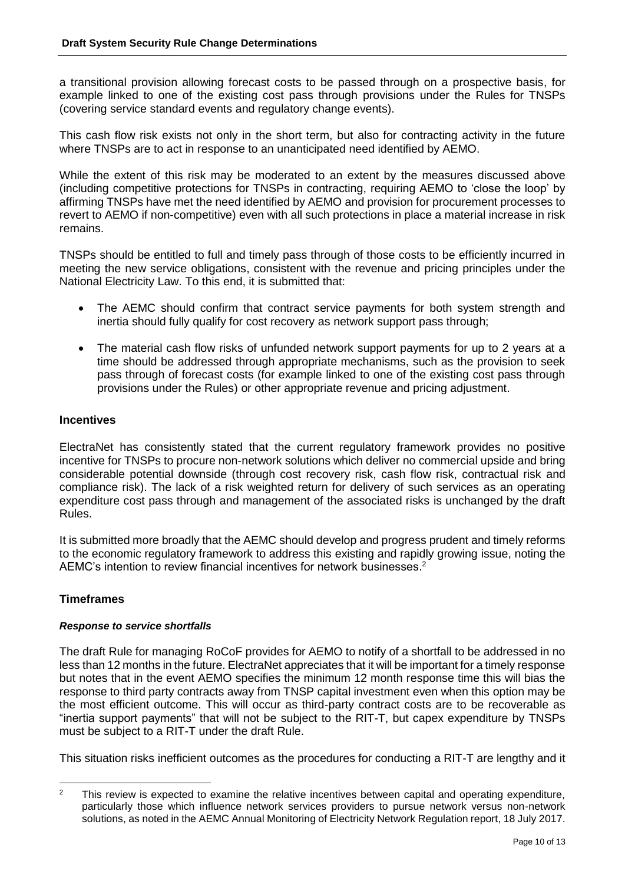a transitional provision allowing forecast costs to be passed through on a prospective basis, for example linked to one of the existing cost pass through provisions under the Rules for TNSPs (covering service standard events and regulatory change events).

This cash flow risk exists not only in the short term, but also for contracting activity in the future where TNSPs are to act in response to an unanticipated need identified by AEMO.

While the extent of this risk may be moderated to an extent by the measures discussed above (including competitive protections for TNSPs in contracting, requiring AEMO to 'close the loop' by affirming TNSPs have met the need identified by AEMO and provision for procurement processes to revert to AEMO if non-competitive) even with all such protections in place a material increase in risk remains.

TNSPs should be entitled to full and timely pass through of those costs to be efficiently incurred in meeting the new service obligations, consistent with the revenue and pricing principles under the National Electricity Law. To this end, it is submitted that:

- The AEMC should confirm that contract service payments for both system strength and inertia should fully qualify for cost recovery as network support pass through;
- The material cash flow risks of unfunded network support payments for up to 2 years at a time should be addressed through appropriate mechanisms, such as the provision to seek pass through of forecast costs (for example linked to one of the existing cost pass through provisions under the Rules) or other appropriate revenue and pricing adjustment.

## Incentives

ElectraNet has consistently stated that the current regulatory framework provides no positive incentive for TNSPs to procure non-network solutions which deliver no commercial upside and bring considerable potential downside (through cost recovery risk, cash flow risk, contractual risk and compliance risk). The lack of a risk weighted return for delivery of such services as an operating expenditure cost pass through and management of the associated risks is unchanged by the draft Rules.

It is submitted more broadly that the AEMC should develop and progress prudent and timely reforms to the economic regulatory framework to address this existing and rapidly growing issue, noting the AEMC's intention to review financial incentives for network businesses.[2]

## Timeframes

### *Response to service shortfalls*

The draft Rule for managing RoCoF provides for AEMO to notify of a shortfall to be addressed in no less than 12 months in the future. ElectraNet appreciates that it will be important for a timely response but notes that in the event AEMO specifies the minimum 12 month response time this will bias the response to third party contracts away from TNSP capital investment even when this option may be the most efficient outcome. This will occur as third-party contract costs are to be recoverable as "inertia support payments" that will not be subject to the RIT-T, but capex expenditure by TNSPs must be subject to a RIT-T under the draft Rule.

This situation risks inefficient outcomes as the procedures for conducting a RIT-T are lengthy and it

[2] This review is expected to examine the relative incentives between capital and operating expenditure, particularly those which influence network services providers to pursue network versus non-network solutions, as noted in the AEMC Annual Monitoring of Electricity Network Regulation report, 18 July 2017.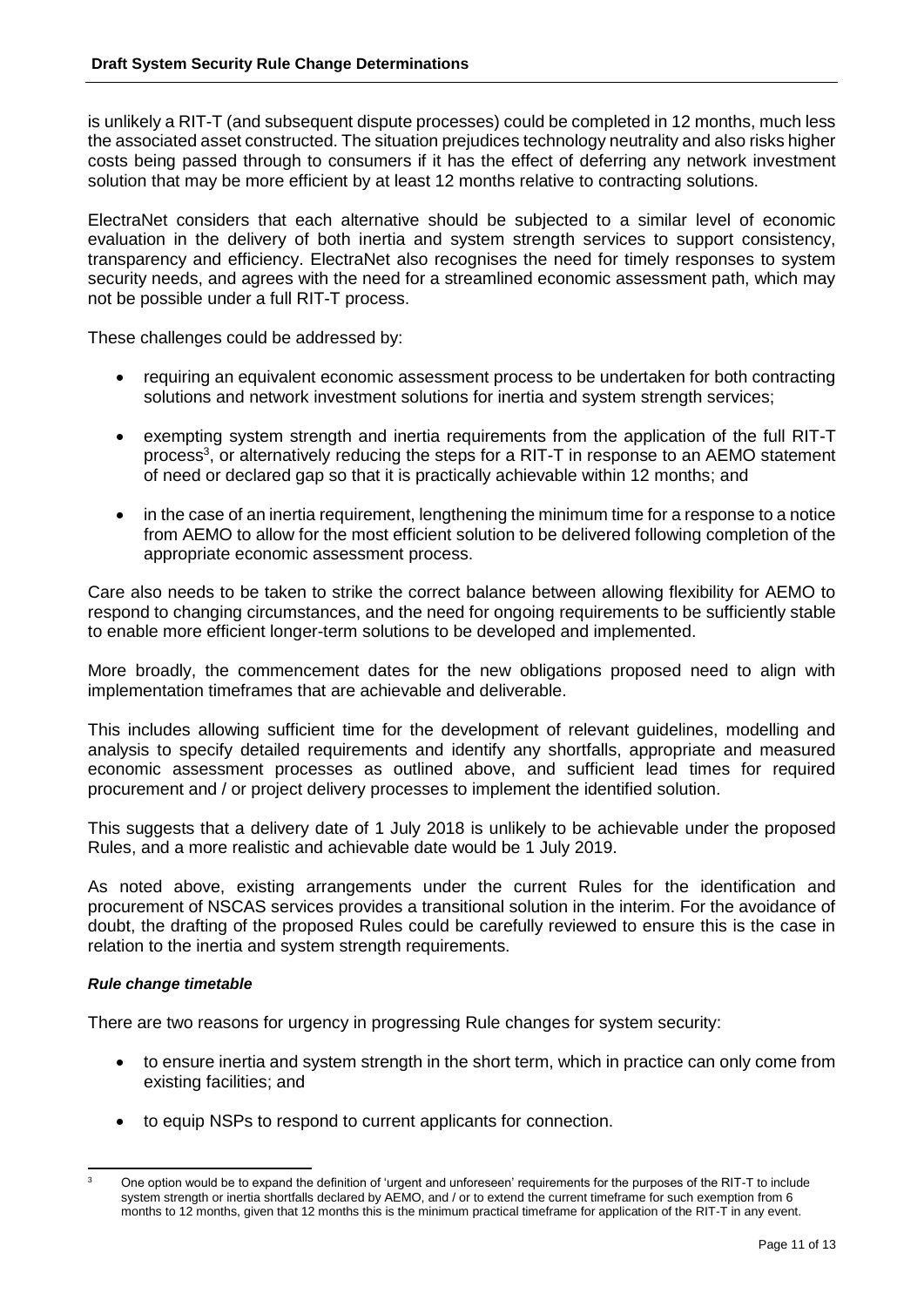is unlikely a RIT-T (and subsequent dispute processes) could be completed in 12 months, much less the associated asset constructed. The situation prejudices technology neutrality and also risks higher costs being passed through to consumers if it has the effect of deferring any network investment solution that may be more efficient by at least 12 months relative to contracting solutions.

ElectraNet considers that each alternative should be subjected to a similar level of economic evaluation in the delivery of both inertia and system strength services to support consistency, transparency and efficiency. ElectraNet also recognises the need for timely responses to system security needs, and agrees with the need for a streamlined economic assessment path, which may not be possible under a full RIT-T process.

These challenges could be addressed by:

- requiring an equivalent economic assessment process to be undertaken for both contracting solutions and network investment solutions for inertia and system strength services;
- exempting system strength and inertia requirements from the application of the full RIT-T process[3], or alternatively reducing the steps for a RIT-T in response to an AEMO statement of need or declared gap so that it is practically achievable within 12 months; and
- in the case of an inertia requirement, lengthening the minimum time for a response to a notice from AEMO to allow for the most efficient solution to be delivered following completion of the appropriate economic assessment process.

Care also needs to be taken to strike the correct balance between allowing flexibility for AEMO to respond to changing circumstances, and the need for ongoing requirements to be sufficiently stable to enable more efficient longer-term solutions to be developed and implemented.

More broadly, the commencement dates for the new obligations proposed need to align with implementation timeframes that are achievable and deliverable.

This includes allowing sufficient time for the development of relevant guidelines, modelling and analysis to specify detailed requirements and identify any shortfalls, appropriate and measured economic assessment processes as outlined above, and sufficient lead times for required procurement and / or project delivery processes to implement the identified solution.

This suggests that a delivery date of 1 July 2018 is unlikely to be achievable under the proposed Rules, and a more realistic and achievable date would be 1 July 2019.

As noted above, existing arrangements under the current Rules for the identification and procurement of NSCAS services provides a transitional solution in the interim. For the avoidance of doubt, the drafting of the proposed Rules could be carefully reviewed to ensure this is the case in relation to the inertia and system strength requirements.

***Rule change timetable***

There are two reasons for urgency in progressing Rule changes for system security:

- to ensure inertia and system strength in the short term, which in practice can only come from existing facilities; and
- to equip NSPs to respond to current applicants for connection.

[3] One option would be to expand the definition of 'urgent and unforeseen' requirements for the purposes of the RIT-T to include system strength or inertia shortfalls declared by AEMO, and / or to extend the current timeframe for such exemption from 6 months to 12 months, given that 12 months this is the minimum practical timeframe for application of the RIT-T in any event.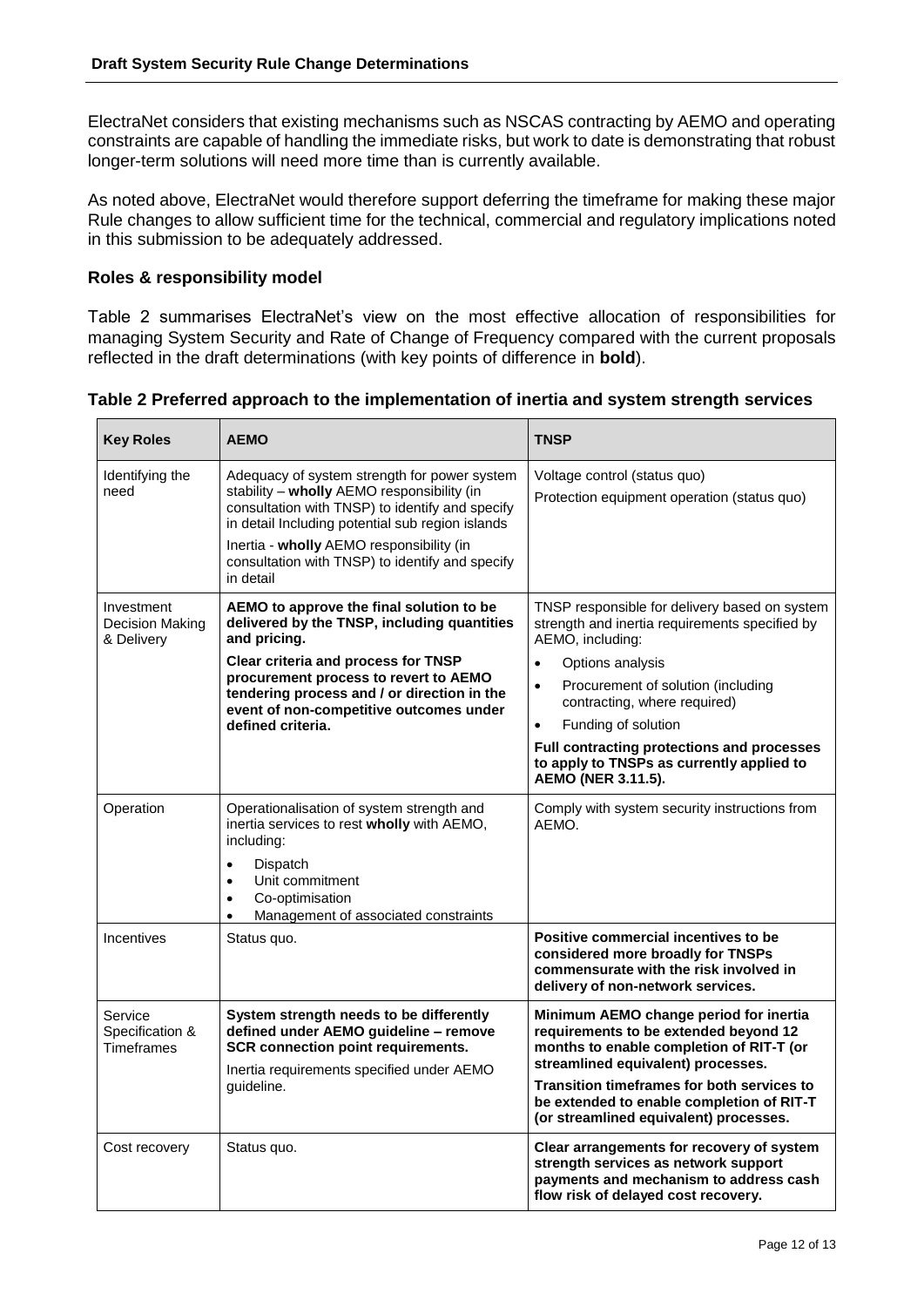ElectraNet considers that existing mechanisms such as NSCAS contracting by AEMO and operating constraints are capable of handling the immediate risks, but work to date is demonstrating that robust longer-term solutions will need more time than is currently available.

As noted above, ElectraNet would therefore support deferring the timeframe for making these major Rule changes to allow sufficient time for the technical, commercial and regulatory implications noted in this submission to be adequately addressed.

### Roles & responsibility model

Table 2 summarises ElectraNet's view on the most effective allocation of responsibilities for managing System Security and Rate of Change of Frequency compared with the current proposals reflected in the draft determinations (with key points of difference in **bold**).

**Table 2 Preferred approach to the implementation of inertia and system strength services**

| Key Roles | AEMO | TNSP |
|---|---|---|
| Identifying the need | Adequacy of system strength for power system stability – **wholly** AEMO responsibility (in consultation with TNSP) to identify and specify in detail Including potential sub region islands<br><br>Inertia - **wholly** AEMO responsibility (in consultation with TNSP) to identify and specify in detail | Voltage control (status quo)<br>Protection equipment operation (status quo) |
| Investment Decision Making & Delivery | **AEMO to approve the final solution to be delivered by the TNSP, including quantities and pricing.**<br><br>**Clear criteria and process for TNSP procurement process to revert to AEMO tendering process and / or direction in the event of non-competitive outcomes under defined criteria.** | TNSP responsible for delivery based on system strength and inertia requirements specified by AEMO, including:<br>• Options analysis<br>• Procurement of solution (including contracting, where required)<br>• Funding of solution<br><br>**Full contracting protections and processes to apply to TNSPs as currently applied to AEMO (NER 3.11.5).** |
| Operation | Operationalisation of system strength and inertia services to rest **wholly** with AEMO, including:<br>• Dispatch<br>• Unit commitment<br>• Co-optimisation<br>• Management of associated constraints | Comply with system security instructions from AEMO. |
| Incentives | Status quo. | **Positive commercial incentives to be considered more broadly for TNSPs commensurate with the risk involved in delivery of non-network services.** |
| Service Specification & Timeframes | **System strength needs to be differently defined under AEMO guideline – remove SCR connection point requirements.**<br><br>Inertia requirements specified under AEMO guideline. | **Minimum AEMO change period for inertia requirements to be extended beyond 12 months to enable completion of RIT-T (or streamlined equivalent) processes.**<br><br>**Transition timeframes for both services to be extended to enable completion of RIT-T (or streamlined equivalent) processes.** |
| Cost recovery | Status quo. | **Clear arrangements for recovery of system strength services as network support payments and mechanism to address cash flow risk of delayed cost recovery.** |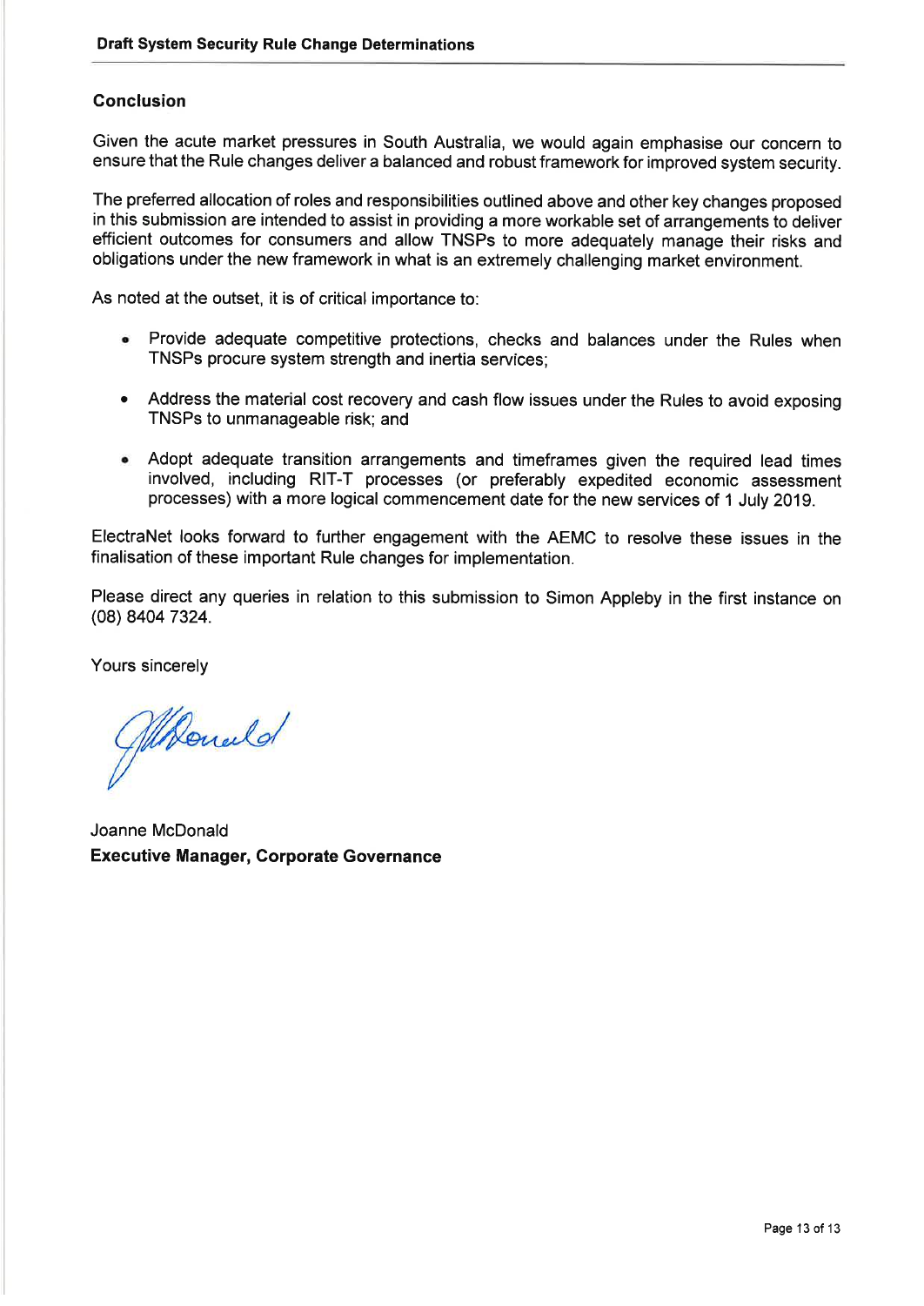## Conclusion

Given the acute market pressures in South Australia, we would again emphasise our concern to ensure that the Rule changes deliver a balanced and robust framework for improved system security.

The preferred allocation of roles and responsibilities outlined above and other key changes proposed in this submission are intended to assist in providing a more workable set of arrangements to deliver efficient outcomes for consumers and allow TNSPs to more adequately manage their risks and obligations under the new framework in what is an extremely challenging market environment.

As noted at the outset, it is of critical importance to:

- Provide adequate competitive protections, checks and balances under the Rules when TNSPs procure system strength and inertia services;
- Address the material cost recovery and cash flow issues under the Rules to avoid exposing TNSPs to unmanageable risk; and
- Adopt adequate transition arrangements and timeframes given the required lead times involved, including RIT-T processes (or preferably expedited economic assessment processes) with a more logical commencement date for the new services of 1 July 2019.

ElectraNet looks forward to further engagement with the AEMC to resolve these issues in the finalisation of these important Rule changes for implementation.

Please direct any queries in relation to this submission to Simon Appleby in the first instance on (08) 8404 7324.

Yours sincerely

Joanne McDonald
**Executive Manager, Corporate Governance**